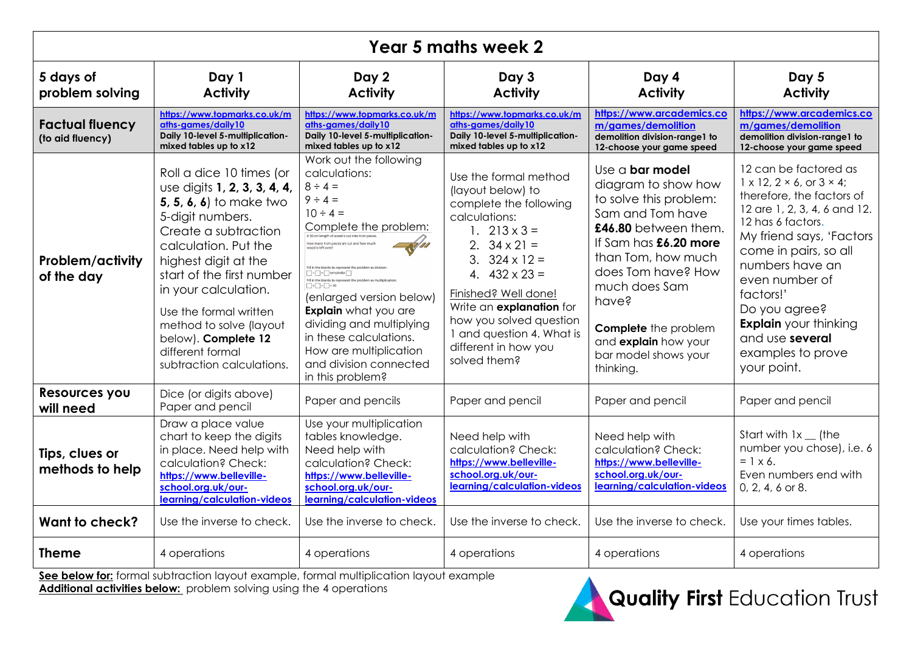# Year 5 maths week 2

| 5 days of problem solving | Day 1 Activity | Day 2 Activity | Day 3 Activity | Day 4 Activity | Day 5 Activity |
|---|---|---|---|---|---|
| **Factual fluency** (to aid fluency) | https://www.topmarks.co.uk/maths-games/daily10 Daily 10-level 5-multiplication-mixed tables up to x12 | https://www.topmarks.co.uk/maths-games/daily10 Daily 10-level 5-multiplication-mixed tables up to x12 | https://www.topmarks.co.uk/maths-games/daily10 Daily 10-level 5-multiplication-mixed tables up to x12 | https://www.arcademics.com/games/demolition demolition division-range1 to 12-choose your game speed | https://www.arcademics.com/games/demolition demolition division-range1 to 12-choose your game speed |
| **Problem/activity of the day** | Roll a dice 10 times (or use digits **1, 2, 3, 3, 4, 4, 5, 5, 6, 6**) to make two 5-digit numbers. Create a subtraction calculation. Put the highest digit at the start of the first number in your calculation. Use the formal written method to solve (layout below). **Complete 12** different formal subtraction calculations. | Work out the following calculations: 8 ÷ 4 = 9 ÷ 4 = 10 ÷ 4 = Complete the problem: A 50 cm length of wood is cut into 4 cm pieces. How many 4 cm pieces are cut and how much wood is left over? Fill in the blanks to represent the problem as division: □ ÷ □ = □ remainder □ Fill in the blanks to represent the problem as multiplication: □ × □ + □ = 50 (enlarged version below) **Explain** what you are dividing and multiplying in these calculations. How are multiplication and division connected in this problem? | Use the formal method (layout below) to complete the following calculations: 1. 213 x 3 = 2. 34 x 21 = 3. 324 x 12 = 4. 432 x 23 = Finished? Well done! Write an **explanation** for how you solved question 1 and question 4. What is different in how you solved them? | Use a **bar model** diagram to show how to solve this problem: Sam and Tom have **£46.80** between them. If Sam has **£6.20 more** than Tom, how much does Tom have? How much does Sam have? **Complete** the problem and **explain** how your bar model shows your thinking. | 12 can be factored as 1 x 12, 2 × 6, or 3 × 4; therefore, the factors of 12 are 1, 2, 3, 4, 6 and 12. 12 has 6 factors. My friend says, 'Factors come in pairs, so all numbers have an even number of factors!' Do you agree? **Explain** your thinking and use **several** examples to prove your point. |
| **Resources you will need** | Dice (or digits above) Paper and pencil | Paper and pencils | Paper and pencil | Paper and pencil | Paper and pencil |
| **Tips, clues or methods to help** | Draw a place value chart to keep the digits in place. Need help with calculation? Check: https://www.belleville-school.org.uk/our-learning/calculation-videos | Use your multiplication tables knowledge. Need help with calculation? Check: https://www.belleville-school.org.uk/our-learning/calculation-videos | Need help with calculation? Check: https://www.belleville-school.org.uk/our-learning/calculation-videos | Need help with calculation? Check: https://www.belleville-school.org.uk/our-learning/calculation-videos | Start with 1x __ (the number you chose), i.e. 6 = 1 x 6. Even numbers end with 0, 2, 4, 6 or 8. |
| **Want to check?** | Use the inverse to check. | Use the inverse to check. | Use the inverse to check. | Use the inverse to check. | Use your times tables. |
| **Theme** | 4 operations | 4 operations | 4 operations | 4 operations | 4 operations |

**See below for:** formal subtraction layout example, formal multiplication layout example
**Additional activities below:** problem solving using the 4 operations

Quality First Education Trust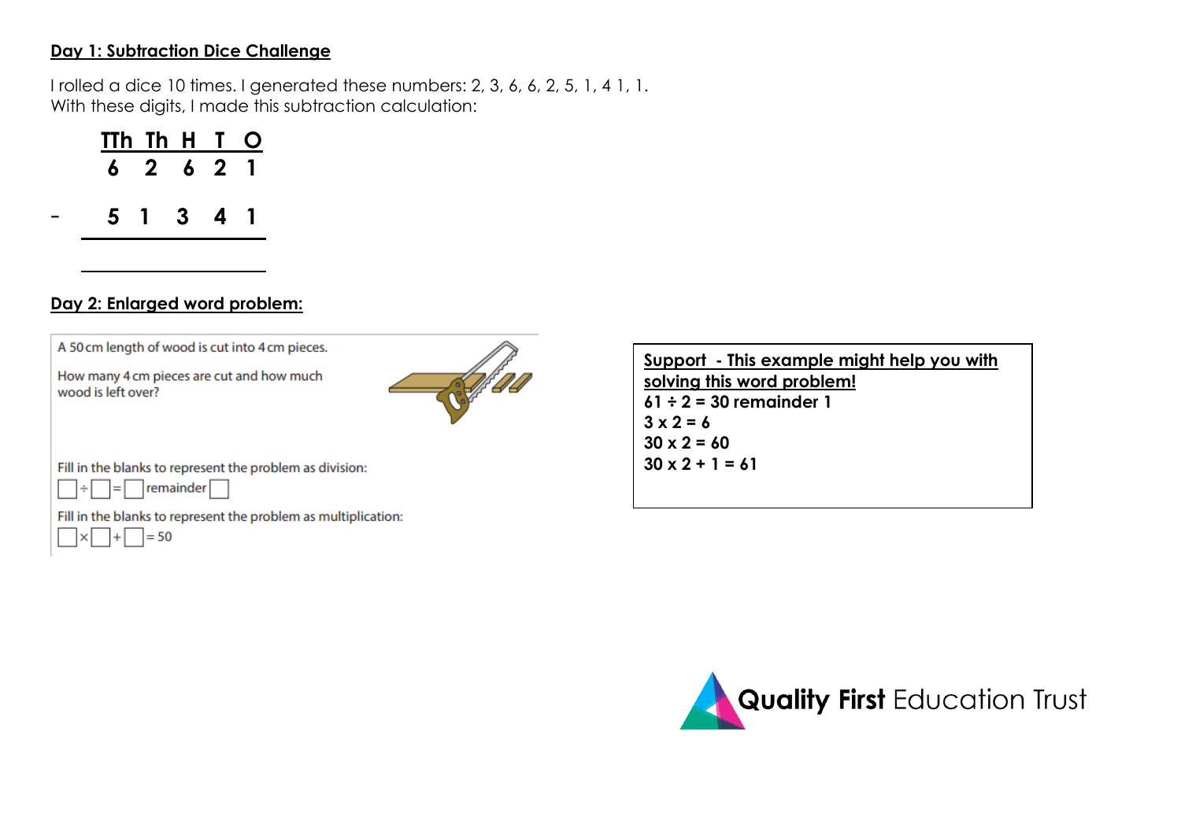**Day 1: Subtraction Dice Challenge**

I rolled a dice 10 times. I generated these numbers: 2, 3, 6, 6, 2, 5, 1, 4 1, 1.
With these digits, I made this subtraction calculation:

|   | TTh | Th | H | T | O |
|---|---|---|---|---|---|
|   | 6 | 2 | 6 | 2 | 1 |
| - | 5 | 1 | 3 | 4 | 1 |
|   |   |   |   |   |   |

**Day 2: Enlarged word problem:**

A 50 cm length of wood is cut into 4 cm pieces.

How many 4 cm pieces are cut and how much wood is left over?

Fill in the blanks to represent the problem as division:

☐ ÷ ☐ = ☐ remainder ☐

Fill in the blanks to represent the problem as multiplication:

☐ × ☐ + ☐ = 50

**Support - This example might help you with solving this word problem!**

**61 ÷ 2 = 30 remainder 1**
**3 x 2 = 6**
**30 x 2 = 60**
**30 x 2 + 1 = 61**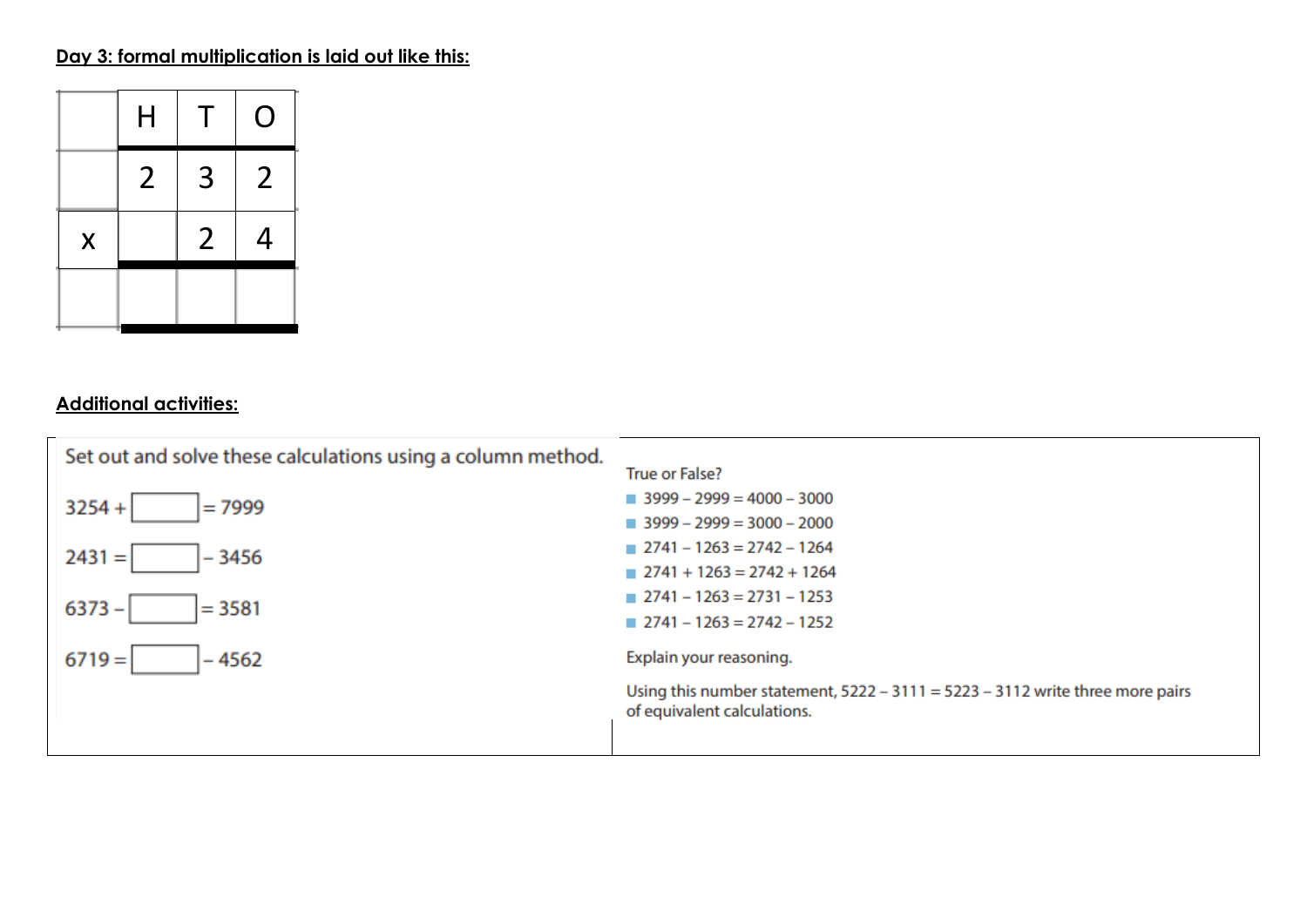**Day 3: formal multiplication is laid out like this:**

| | H | T | O |
|---|---|---|---|
| | 2 | 3 | 2 |
| x | | 2 | 4 |
| | | | |

**Additional activities:**

Set out and solve these calculations using a column method.

3254 + ☐ = 7999

2431 = ☐ – 3456

6373 – ☐ = 3581

6719 = ☐ – 4562

True or False?

- 3999 – 2999 = 4000 – 3000
- 3999 – 2999 = 3000 – 2000
- 2741 – 1263 = 2742 – 1264
- 2741 + 1263 = 2742 + 1264
- 2741 – 1263 = 2731 – 1253
- 2741 – 1263 = 2742 – 1252

Explain your reasoning.

Using this number statement, 5222 – 3111 = 5223 – 3112 write three more pairs of equivalent calculations.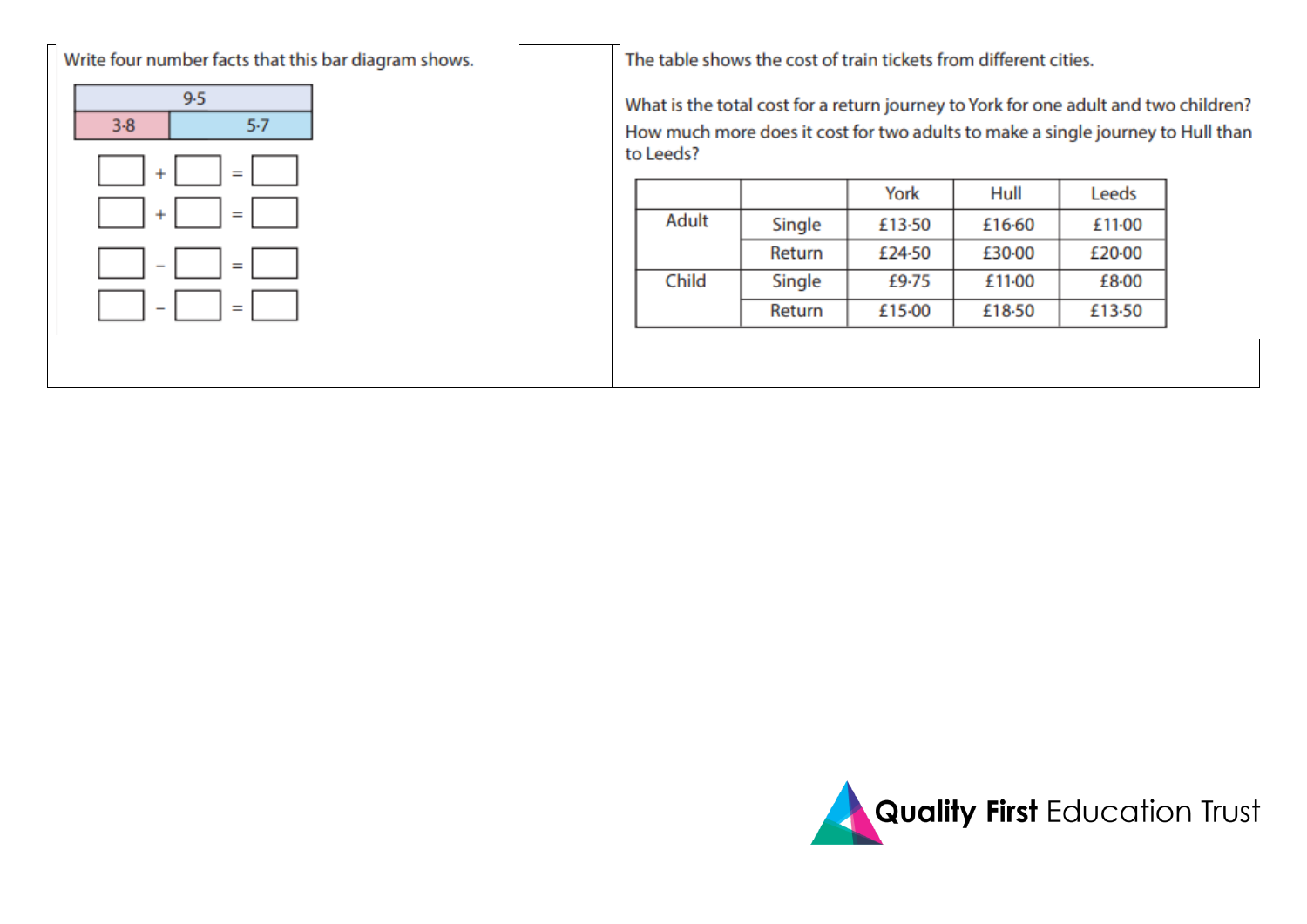Write four number facts that this bar diagram shows.

| 9·5 | |
|---|---|
| 3·8 | 5·7 |

☐ + ☐ = ☐

☐ + ☐ = ☐

☐ − ☐ = ☐

☐ − ☐ = ☐

The table shows the cost of train tickets from different cities.

What is the total cost for a return journey to York for one adult and two children?

How much more does it cost for two adults to make a single journey to Hull than to Leeds?

| | | York | Hull | Leeds |
|---|---|---|---|---|
| Adult | Single | £13·50 | £16·60 | £11·00 |
| | Return | £24·50 | £30·00 | £20·00 |
| Child | Single | £9·75 | £11·00 | £8·00 |
| | Return | £15·00 | £18·50 | £13·50 |

**Quality First** Education Trust